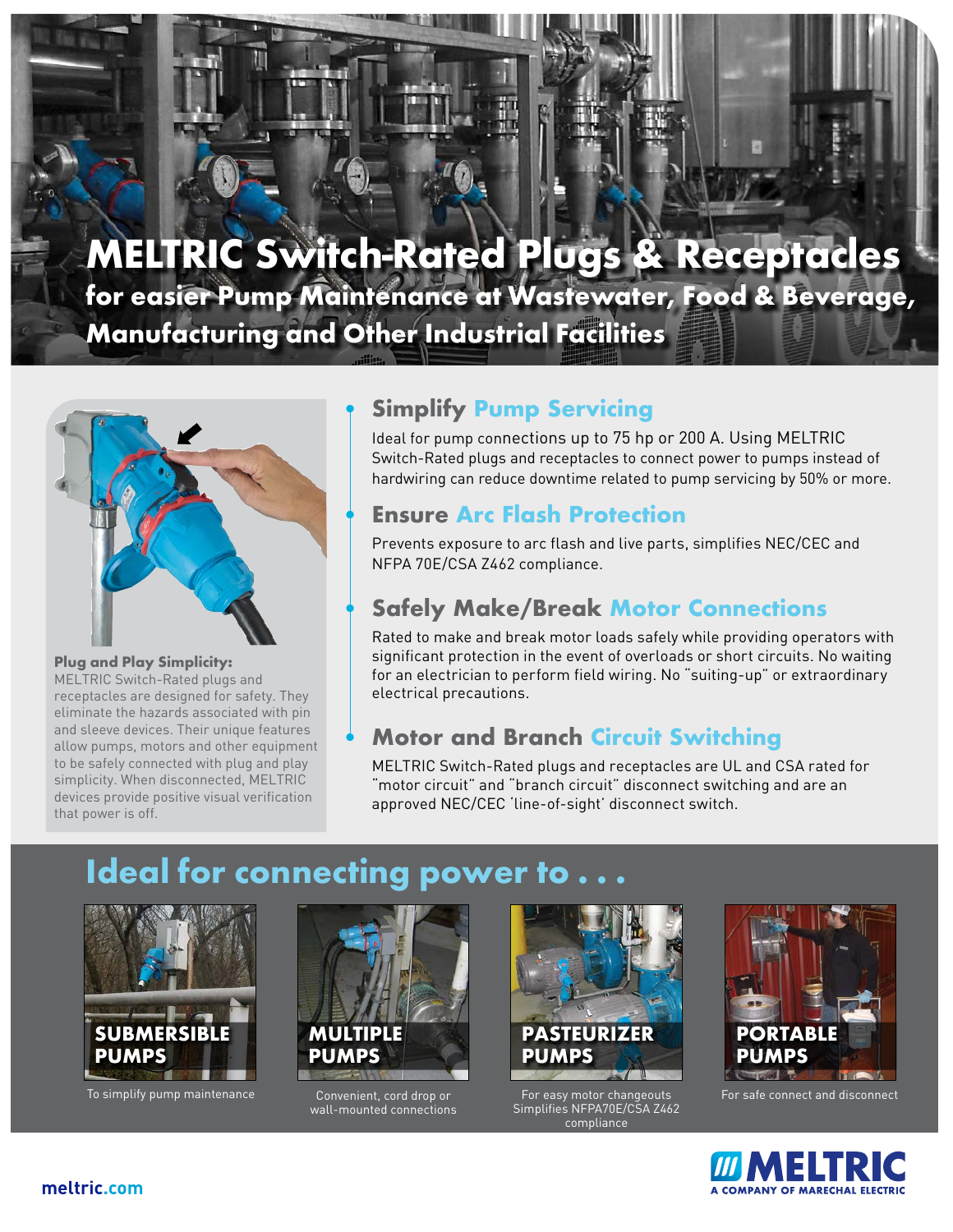# MELTRIC Switch-Rated Plugs & Receptacles

## for easier Pump Maintenance at Wastewater, Food & Beverage, Manufacturing and Other Industrial Facilities

**Plug and Play Simplicity:**
MELTRIC Switch-Rated plugs and receptacles are designed for safety. They eliminate the hazards associated with pin and sleeve devices. Their unique features allow pumps, motors and other equipment to be safely connected with plug and play simplicity. When disconnected, MELTRIC devices provide positive visual verification that power is off.

### Simplify Pump Servicing

Ideal for pump connections up to 75 hp or 200 A. Using MELTRIC Switch-Rated plugs and receptacles to connect power to pumps instead of hardwiring can reduce downtime related to pump servicing by 50% or more.

### Ensure Arc Flash Protection

Prevents exposure to arc flash and live parts, simplifies NEC/CEC and NFPA 70E/CSA Z462 compliance.

### Safely Make/Break Motor Connections

Rated to make and break motor loads safely while providing operators with significant protection in the event of overloads or short circuits. No waiting for an electrician to perform field wiring. No "suiting-up" or extraordinary electrical precautions.

### Motor and Branch Circuit Switching

MELTRIC Switch-Rated plugs and receptacles are UL and CSA rated for "motor circuit" and "branch circuit" disconnect switching and are an approved NEC/CEC 'line-of-sight' disconnect switch.

## Ideal for connecting power to . . .

**SUBMERSIBLE PUMPS**
To simplify pump maintenance

**MULTIPLE PUMPS**
Convenient, cord drop or wall-mounted connections

**PASTEURIZER PUMPS**
For easy motor changeouts
Simplifies NFPA70E/CSA Z462 compliance

**PORTABLE PUMPS**
For safe connect and disconnect

meltric.com

MELTRIC
A COMPANY OF MARECHAL ELECTRIC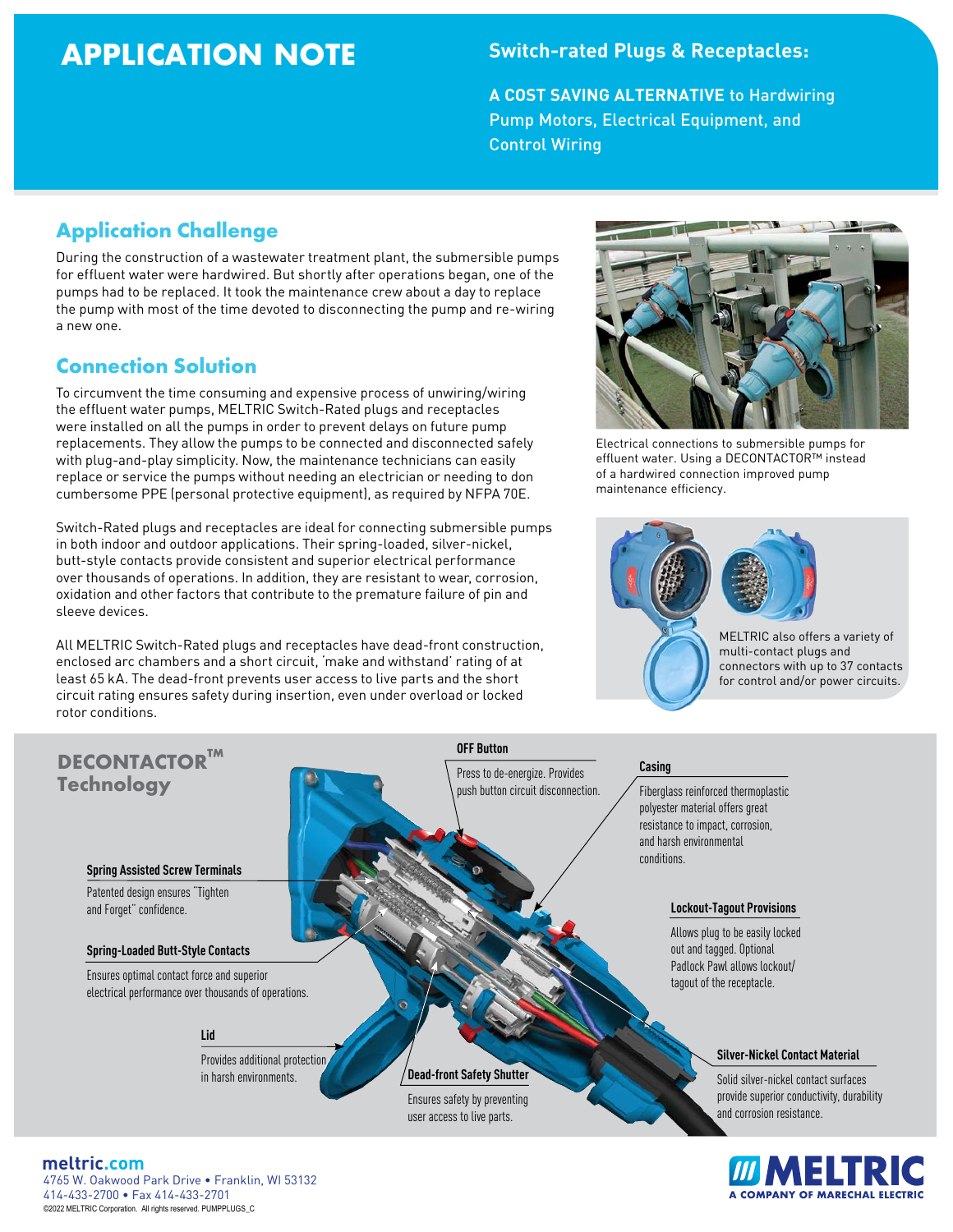# APPLICATION NOTE

**Switch-rated Plugs & Receptacles:**

**A COST SAVING ALTERNATIVE** to Hardwiring Pump Motors, Electrical Equipment, and Control Wiring

## Application Challenge

During the construction of a wastewater treatment plant, the submersible pumps for effluent water were hardwired. But shortly after operations began, one of the pumps had to be replaced. It took the maintenance crew about a day to replace the pump with most of the time devoted to disconnecting the pump and re-wiring a new one.

## Connection Solution

To circumvent the time consuming and expensive process of unwiring/wiring the effluent water pumps, MELTRIC Switch-Rated plugs and receptacles were installed on all the pumps in order to prevent delays on future pump replacements. They allow the pumps to be connected and disconnected safely with plug-and-play simplicity. Now, the maintenance technicians can easily replace or service the pumps without needing an electrician or needing to don cumbersome PPE (personal protective equipment), as required by NFPA 70E.

Switch-Rated plugs and receptacles are ideal for connecting submersible pumps in both indoor and outdoor applications. Their spring-loaded, silver-nickel, butt-style contacts provide consistent and superior electrical performance over thousands of operations. In addition, they are resistant to wear, corrosion, oxidation and other factors that contribute to the premature failure of pin and sleeve devices.

All MELTRIC Switch-Rated plugs and receptacles have dead-front construction, enclosed arc chambers and a short circuit, 'make and withstand' rating of at least 65 kA. The dead-front prevents user access to live parts and the short circuit rating ensures safety during insertion, even under overload or locked rotor conditions.

Electrical connections to submersible pumps for effluent water. Using a DECONTACTOR™ instead of a hardwired connection improved pump maintenance efficiency.

MELTRIC also offers a variety of multi-contact plugs and connectors with up to 37 contacts for control and/or power circuits.

## DECONTACTOR™ Technology

**OFF Button**
Press to de-energize. Provides push button circuit disconnection.

**Casing**
Fiberglass reinforced thermoplastic polyester material offers great resistance to impact, corrosion, and harsh environmental conditions.

**Spring Assisted Screw Terminals**
Patented design ensures "Tighten and Forget" confidence.

**Lockout-Tagout Provisions**
Allows plug to be easily locked out and tagged. Optional Padlock Pawl allows lockout/ tagout of the receptacle.

**Spring-Loaded Butt-Style Contacts**
Ensures optimal contact force and superior electrical performance over thousands of operations.

**Lid**
Provides additional protection in harsh environments.

**Dead-front Safety Shutter**
Ensures safety by preventing user access to live parts.

**Silver-Nickel Contact Material**
Solid silver-nickel contact surfaces provide superior conductivity, durability and corrosion resistance.

**meltric.com**
4765 W. Oakwood Park Drive • Franklin, WI 53132
414-433-2700 • Fax 414-433-2701
©2022 MELTRIC Corporation. All rights reserved. PUMPPLUGS_C

MELTRIC
A COMPANY OF MARECHAL ELECTRIC